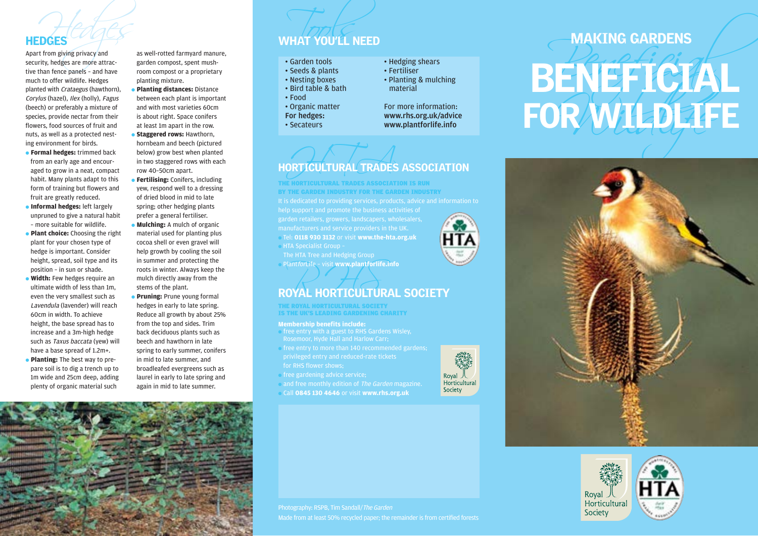## HEDGES

Apart from giving privacy and security, hedges are more attractive than fence panels – and have much to offer wildlife. Hedges planted with *Crataegus* (hawthorn), *Corylus* (hazel), *Ilex* (holly), *Fagus* (beech) or preferably a mixture of species, provide nectar from their flowers, food sources of fruit and nuts, as well as a protected nesting environment for birds.

- **Formal hedges:** trimmed back from an early age and encouraged to grow in a neat, compact habit. Many plants adapt to this form of training but flowers and fruit are greatly reduced.
- **Informal hedges:** left largely unpruned to give a natural habit – more suitable for wildlife.
- **Plant choice:** Choosing the right plant for your chosen type of hedge is important. Consider height, spread, soil type and its position – in sun or shade.
- **Width:** Few hedges require an ultimate width of less than 1m, even the very smallest such as *Lavendula* (lavender) will reach 60cm in width. To achieve height, the base spread has to increase and a 3m-high hedge such as *Taxus baccata* (yew) will have a base spread of 1.2m+.
- **Planting:** The best way to prepare soil is to dig a trench up to 1m wide and 25cm deep, adding plenty of organic material such as well-rotted farmyard manure, garden compost, spent mushroom compost or a proprietary planting mixture.
- **Planting distances:** Distance between each plant is important and with most varieties 60cm is about right. Space conifers at least 1m apart in the row.
- **Staggered rows:** Hawthorn, hornbeam and beech (pictured below) grow best when planted in two staggered rows with each row 40–50cm apart.
- **Fertilising:** Conifers, including yew, respond well to a dressing of dried blood in mid to late spring; other hedging plants prefer a general fertiliser.
- **Mulching:** A mulch of organic material used for planting plus cocoa shell or even gravel will help growth by cooling the soil in summer and protecting the roots in winter. Always keep the mulch directly away from the stems of the plant.
- **Pruning:** Prune young formal hedges in early to late spring. Reduce all growth by about 25% from the top and sides. Trim back deciduous plants such as beech and hawthorn in late spring to early summer, conifers in mid to late summer, and broadleafed evergreens such as laurel in early to late spring and again in mid to late summer.

## WHAT YOU'LL NEED

- Garden tools
- Seeds & plants
- Nesting boxes
- Bird table & bath
- Food
- Organic matter

For hedges:

- Secateurs
- Hedging shears
- Fertiliser
- Planting & mulching material

For more information:
**www.rhs.org.uk/advice**
**www.plantforlife.info**

## HORTICULTURAL TRADES ASSOCIATION

**THE HORTICULTURAL TRADES ASSOCIATION IS RUN BY THE GARDEN INDUSTRY FOR THE GARDEN INDUSTRY**

It is dedicated to providing services, products, advice and information to help support and promote the business activities of garden retailers, growers, landscapers, wholesalers, manufacturers and service providers in the UK.

- Tel: **0118 930 3132** or visit **www.the-hta.org.uk**
- HTA Specialist Group – The HTA Tree and Hedging Group
- Plant*for*Life – visit **www.plantforlife.info**

## ROYAL HORTICULTURAL SOCIETY

**THE ROYAL HORTICULTURAL SOCIETY IS THE UK'S LEADING GARDENING CHARITY**

**Membership benefits include:**

- free entry with a guest to RHS Gardens Wisley, Rosemoor, Hyde Hall and Harlow Carr;
- free entry to more than 140 recommended gardens; privileged entry and reduced-rate tickets for RHS flower shows;
- free gardening advice service;
- and free monthly edition of *The Garden* magazine.
- Call **0845 130 4646** or visit **www.rhs.org.uk**

Photography: RSPB, Tim Sandall/*The Garden*
Made from at least 50% recycled paper; the remainder is from certified forests

# MAKING GARDENS BENEFICIAL FOR WILDLIFE

Royal Horticultural Society

HTA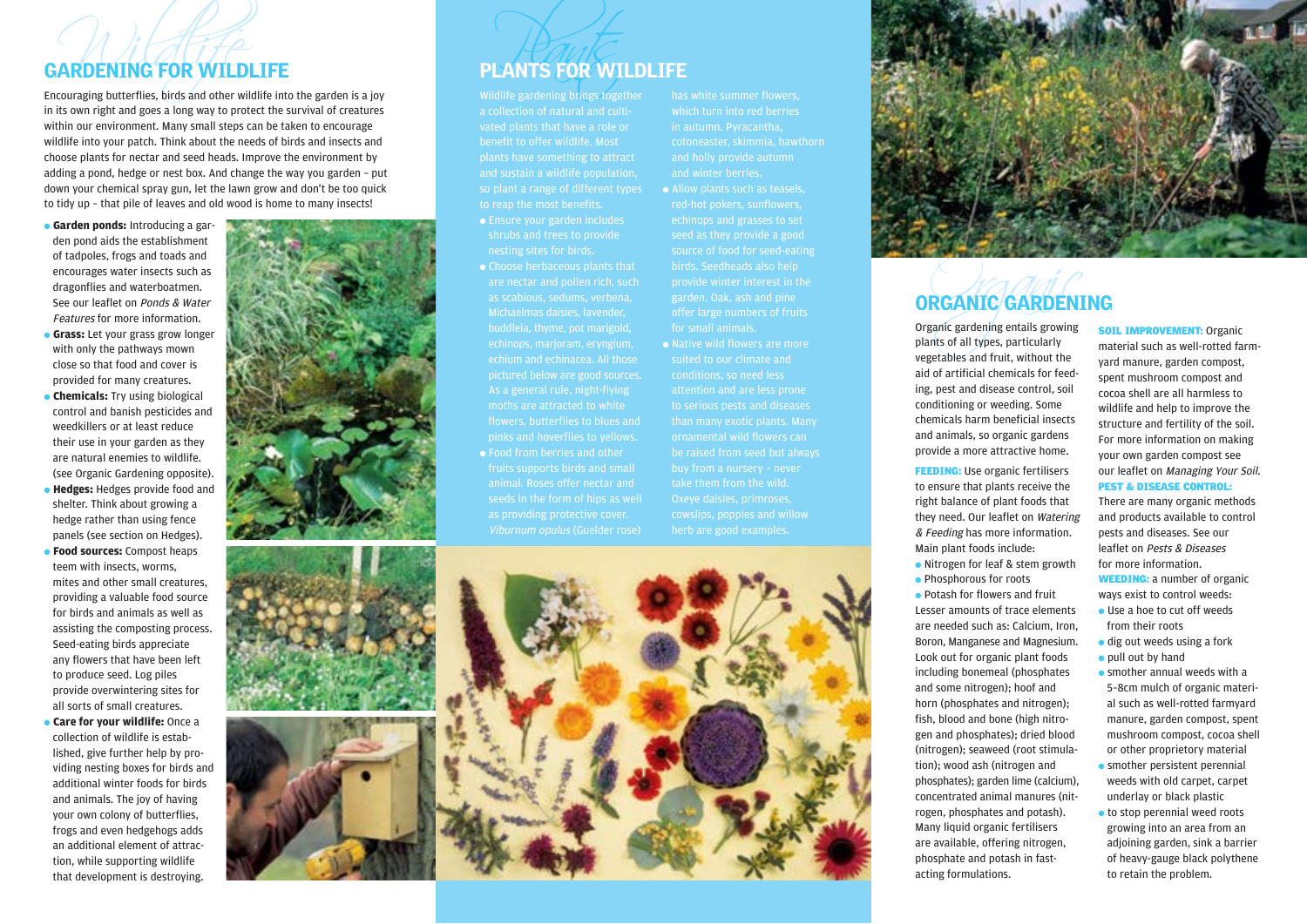## GARDENING FOR WILDLIFE

Encouraging butterflies, birds and other wildlife into the garden is a joy in its own right and goes a long way to protect the survival of creatures within our environment. Many small steps can be taken to encourage wildlife into your patch. Think about the needs of birds and insects and choose plants for nectar and seed heads. Improve the environment by adding a pond, hedge or nest box. And change the way you garden – put down your chemical spray gun, let the lawn grow and don't be too quick to tidy up – that pile of leaves and old wood is home to many insects!

- **Garden ponds:** Introducing a garden pond aids the establishment of tadpoles, frogs and toads and encourages water insects such as dragonflies and waterboatmen. See our leaflet on *Ponds & Water Features* for more information.
- **Grass:** Let your grass grow longer with only the pathways mown close so that food and cover is provided for many creatures.
- **Chemicals:** Try using biological control and banish pesticides and weedkillers or at least reduce their use in your garden as they are natural enemies to wildlife. (See Organic Gardening opposite).
- **Hedges:** Hedges provide food and shelter. Think about growing a hedge rather than using fence panels (see section on Hedges).
- **Food sources:** Compost heaps teem with insects, worms, mites and other small creatures, providing a valuable food source for birds and animals as well as assisting the composting process. Seed-eating birds appreciate any flowers that have been left to produce seed. Log piles provide overwintering sites for all sorts of small creatures.
- **Care for your wildlife:** Once a collection of wildlife is established, give further help by providing nesting boxes for birds and additional winter foods for birds and animals. The joy of having your own colony of butterflies, frogs and even hedgehogs adds an additional element of attraction, while supporting wildlife that development is destroying.

## PLANTS FOR WILDLIFE

Wildlife gardening brings together a collection of natural and cultivated plants that have a role or benefit to offer wildlife. Most plants have something to attract and sustain a wildlife population, so plant a range of different types to reap the most benefits.

- Ensure your garden includes shrubs and trees to provide nesting sites for birds.
- Choose herbaceous plants that are nectar and pollen rich, such as scabious, sedums, verbena, Michaelmas daisies, lavender, buddleia, thyme, pot marigold, echinops, marjoram, eryngium, echium and echinacea. All those pictured below are good sources. As a general rule, night-flying moths are attracted to white flowers, butterflies to blues and pinks and hoverflies to yellows.
- Food from berries and other fruits supports birds and small animal. Roses offer nectar and seeds in the form of hips as well as providing protective cover. *Viburnum opulus* (Guelder rose) has white summer flowers, which turn into red berries in autumn. Pyracantha, cotoneaster, skimmia, hawthorn and holly provide autumn and winter berries.
- Allow plants such as teasels, red-hot pokers, sunflowers, echinops and grasses to set seed as they provide a good source of food for seed-eating birds. Seedheads also help provide winter interest in the garden. Oak, ash and pine offer large numbers of fruits for small animals.
- Native wild flowers are more suited to our climate and conditions, so need less attention and are less prone to serious pests and diseases than many exotic plants. Many ornamental wild flowers can be raised from seed but always buy from a nursery – never take them from the wild. Oxeye daisies, primroses, cowslips, poppies and willow herb are good examples.

## ORGANIC GARDENING

Organic gardening entails growing plants of all types, particularly vegetables and fruit, without the aid of artificial chemicals for feeding, pest and disease control, soil conditioning or weeding. Some chemicals harm beneficial insects and animals, so organic gardens provide a more attractive home.

**FEEDING:** Use organic fertilisers to ensure that plants receive the right balance of plant foods that they need. Our leaflet on *Watering & Feeding* has more information. Main plant foods include:

- Nitrogen for leaf & stem growth
- Phosphorous for roots
- Potash for flowers and fruit

Lesser amounts of trace elements are needed such as: Calcium, Iron, Boron, Manganese and Magnesium. Look out for organic plant foods including bonemeal (phosphates and some nitrogen); hoof and horn (phosphates and nitrogen); fish, blood and bone (high nitrogen and phosphates); dried blood (nitrogen); seaweed (root stimulation); wood ash (nitrogen and phosphates); garden lime (calcium), concentrated animal manures (nitrogen, phosphates and potash). Many liquid organic fertilisers are available, offering nitrogen, phosphate and potash in fast-acting formulations.

**SOIL IMPROVEMENT:** Organic material such as well-rotted farmyard manure, garden compost, spent mushroom compost and cocoa shell are all harmless to wildlife and help to improve the structure and fertility of the soil. For more information on making your own garden compost see our leaflet on *Managing Your Soil*.

**PEST & DISEASE CONTROL:** There are many organic methods and products available to control pests and diseases. See our leaflet on *Pests & Diseases* for more information.

**WEEDING:** a number of organic ways exist to control weeds:

- Use a hoe to cut off weeds from their roots
- dig out weeds using a fork
- pull out by hand
- smother annual weeds with a 5–8cm mulch of organic material such as well-rotted farmyard manure, garden compost, spent mushroom compost, cocoa shell or other proprietory material
- smother persistent perennial weeds with old carpet, carpet underlay or black plastic
- to stop perennial weed roots growing into an area from an adjoining garden, sink a barrier of heavy-gauge black polythene to retain the problem.